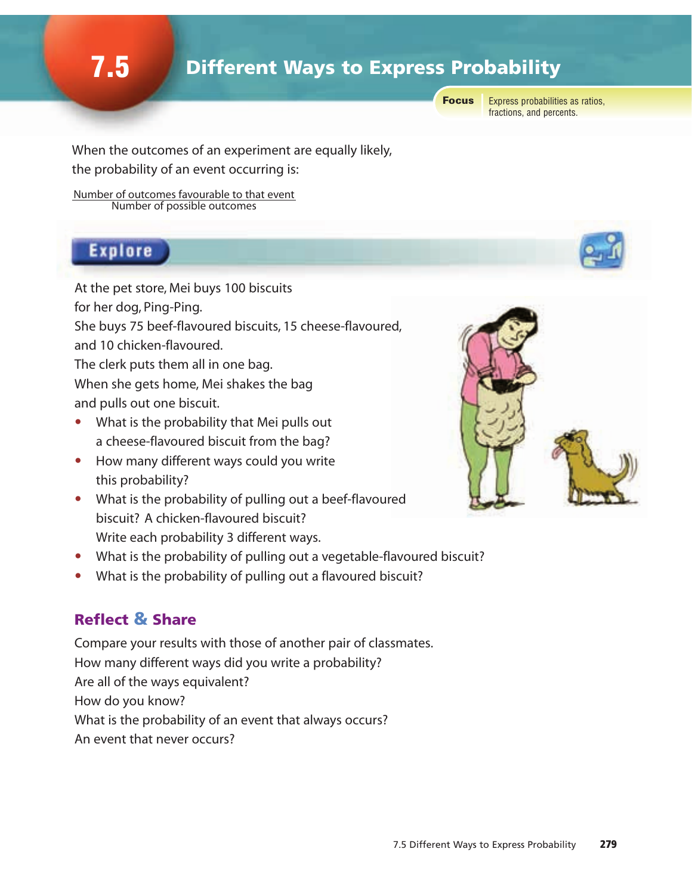# 7.5 Different Ways to Express Probability

**Focus** Express probabilities as ratios, fractions, and percents.

When the outcomes of an experiment are equally likely, the probability of an event occurring is:

$$\frac{\text{Number of outcomes favourable to that event}}{\text{Number of possible outcomes}}$$

## Explore

At the pet store, Mei buys 100 biscuits for her dog, Ping-Ping.
She buys 75 beef-flavoured biscuits, 15 cheese-flavoured, and 10 chicken-flavoured.
The clerk puts them all in one bag.
When she gets home, Mei shakes the bag and pulls out one biscuit.

- What is the probability that Mei pulls out a cheese-flavoured biscuit from the bag?
- How many different ways could you write this probability?
- What is the probability of pulling out a beef-flavoured biscuit? A chicken-flavoured biscuit?
  Write each probability 3 different ways.
- What is the probability of pulling out a vegetable-flavoured biscuit?
- What is the probability of pulling out a flavoured biscuit?

### Reflect & Share

Compare your results with those of another pair of classmates.
How many different ways did you write a probability?
Are all of the ways equivalent?
How do you know?
What is the probability of an event that always occurs?
An event that never occurs?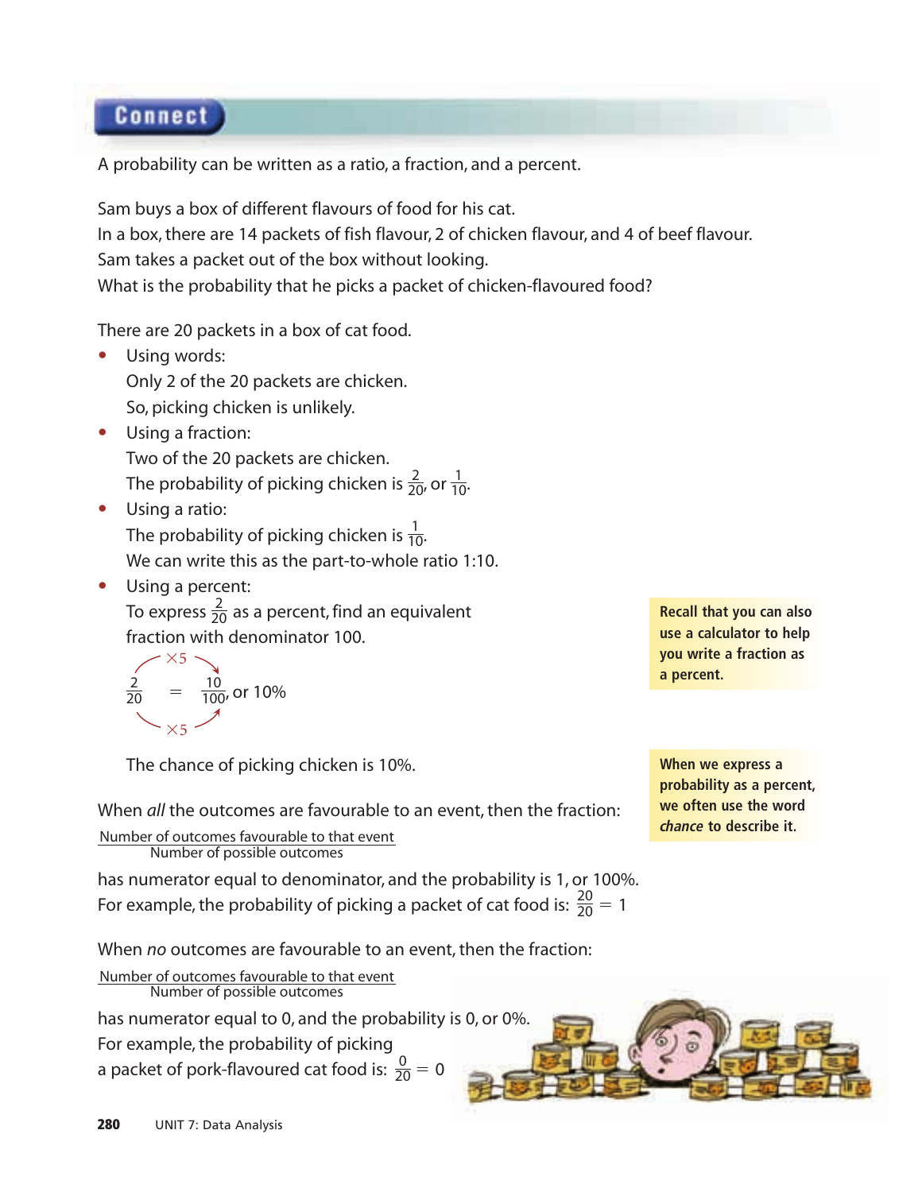## Connect

A probability can be written as a ratio, a fraction, and a percent.

Sam buys a box of different flavours of food for his cat.
In a box, there are 14 packets of fish flavour, 2 of chicken flavour, and 4 of beef flavour.
Sam takes a packet out of the box without looking.
What is the probability that he picks a packet of chicken-flavoured food?

There are 20 packets in a box of cat food.

- Using words:
  Only 2 of the 20 packets are chicken.
  So, picking chicken is unlikely.
- Using a fraction:
  Two of the 20 packets are chicken.
  The probability of picking chicken is $\frac{2}{20}$, or $\frac{1}{10}$.
- Using a ratio:
  The probability of picking chicken is $\frac{1}{10}$.
  We can write this as the part-to-whole ratio 1:10.
- Using a percent:
  To express $\frac{2}{20}$ as a percent, find an equivalent fraction with denominator 100.

$$\frac{2}{20} \overset{\times 5}{=} \frac{10}{100}, \text{ or } 10\%$$

The chance of picking chicken is 10%.

**Recall that you can also use a calculator to help you write a fraction as a percent.**

**When we express a probability as a percent, we often use the word *chance* to describe it.**

When *all* the outcomes are favourable to an event, then the fraction:

$$\frac{\text{Number of outcomes favourable to that event}}{\text{Number of possible outcomes}}$$

has numerator equal to denominator, and the probability is 1, or 100%.
For example, the probability of picking a packet of cat food is: $\frac{20}{20} = 1$

When *no* outcomes are favourable to an event, then the fraction:

$$\frac{\text{Number of outcomes favourable to that event}}{\text{Number of possible outcomes}}$$

has numerator equal to 0, and the probability is 0, or 0%.
For example, the probability of picking a packet of pork-flavoured cat food is: $\frac{0}{20} = 0$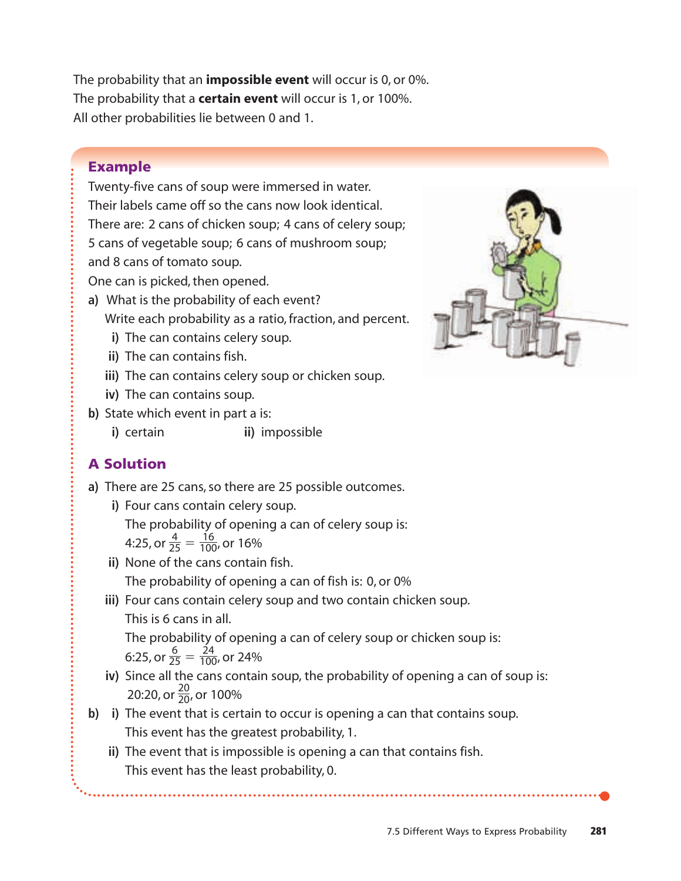The probability that an **impossible event** will occur is 0, or 0%.
The probability that a **certain event** will occur is 1, or 100%.
All other probabilities lie between 0 and 1.

## Example

Twenty-five cans of soup were immersed in water.
Their labels came off so the cans now look identical.
There are: 2 cans of chicken soup; 4 cans of celery soup; 5 cans of vegetable soup; 6 cans of mushroom soup; and 8 cans of tomato soup.
One can is picked, then opened.

**a)** What is the probability of each event?
Write each probability as a ratio, fraction, and percent.

- **i)** The can contains celery soup.
- **ii)** The can contains fish.
- **iii)** The can contains celery soup or chicken soup.
- **iv)** The can contains soup.

**b)** State which event in part a is:

- **i)** certain
- **ii)** impossible

## A Solution

**a)** There are 25 cans, so there are 25 possible outcomes.

- **i)** Four cans contain celery soup.
  The probability of opening a can of celery soup is:
  4:25, or $\frac{4}{25} = \frac{16}{100}$, or 16%
- **ii)** None of the cans contain fish.
  The probability of opening a can of fish is: 0, or 0%
- **iii)** Four cans contain celery soup and two contain chicken soup.
  This is 6 cans in all.
  The probability of opening a can of celery soup or chicken soup is:
  6:25, or $\frac{6}{25} = \frac{24}{100}$, or 24%
- **iv)** Since all the cans contain soup, the probability of opening a can of soup is:
  20:20, or $\frac{20}{20}$, or 100%

**b)**

- **i)** The event that is certain to occur is opening a can that contains soup.
  This event has the greatest probability, 1.
- **ii)** The event that is impossible is opening a can that contains fish.
  This event has the least probability, 0.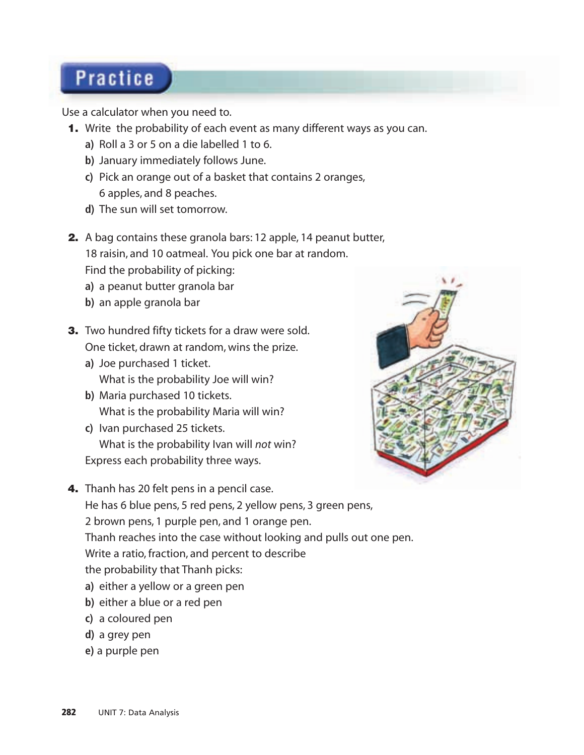## Practice

Use a calculator when you need to.

**1.** Write the probability of each event as many different ways as you can.

**a)** Roll a 3 or 5 on a die labelled 1 to 6.

**b)** January immediately follows June.

**c)** Pick an orange out of a basket that contains 2 oranges, 6 apples, and 8 peaches.

**d)** The sun will set tomorrow.

**2.** A bag contains these granola bars: 12 apple, 14 peanut butter, 18 raisin, and 10 oatmeal. You pick one bar at random.
Find the probability of picking:

**a)** a peanut butter granola bar

**b)** an apple granola bar

**3.** Two hundred fifty tickets for a draw were sold.
One ticket, drawn at random, wins the prize.

**a)** Joe purchased 1 ticket.
What is the probability Joe will win?

**b)** Maria purchased 10 tickets.
What is the probability Maria will win?

**c)** Ivan purchased 25 tickets.
What is the probability Ivan will *not* win?

Express each probability three ways.

**4.** Thanh has 20 felt pens in a pencil case.
He has 6 blue pens, 5 red pens, 2 yellow pens, 3 green pens, 2 brown pens, 1 purple pen, and 1 orange pen.
Thanh reaches into the case without looking and pulls out one pen.
Write a ratio, fraction, and percent to describe the probability that Thanh picks:

**a)** either a yellow or a green pen

**b)** either a blue or a red pen

**c)** a coloured pen

**d)** a grey pen

**e)** a purple pen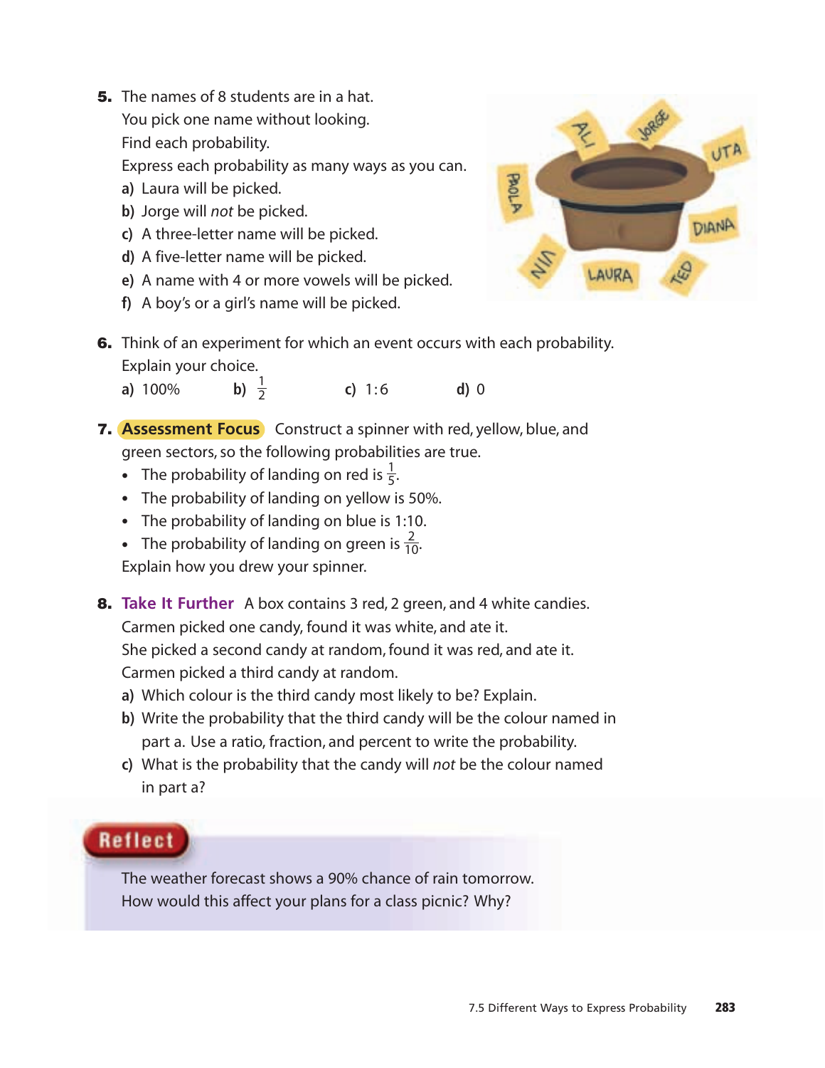**5.** The names of 8 students are in a hat.
You pick one name without looking.
Find each probability.
Express each probability as many ways as you can.

**a)** Laura will be picked.
**b)** Jorge will *not* be picked.
**c)** A three-letter name will be picked.
**d)** A five-letter name will be picked.
**e)** A name with 4 or more vowels will be picked.
**f)** A boy's or a girl's name will be picked.

**6.** Think of an experiment for which an event occurs with each probability.
Explain your choice.

**a)** 100% **b)** $\frac{1}{2}$ **c)** 1:6 **d)** 0

**7.** **Assessment Focus** Construct a spinner with red, yellow, blue, and green sectors, so the following probabilities are true.

- The probability of landing on red is $\frac{1}{5}$.
- The probability of landing on yellow is 50%.
- The probability of landing on blue is 1:10.
- The probability of landing on green is $\frac{2}{10}$.

Explain how you drew your spinner.

**8.** **Take It Further** A box contains 3 red, 2 green, and 4 white candies.
Carmen picked one candy, found it was white, and ate it.
She picked a second candy at random, found it was red, and ate it.
Carmen picked a third candy at random.

**a)** Which colour is the third candy most likely to be? Explain.
**b)** Write the probability that the third candy will be the colour named in part a. Use a ratio, fraction, and percent to write the probability.
**c)** What is the probability that the candy will *not* be the colour named in part a?

## Reflect

The weather forecast shows a 90% chance of rain tomorrow.
How would this affect your plans for a class picnic? Why?